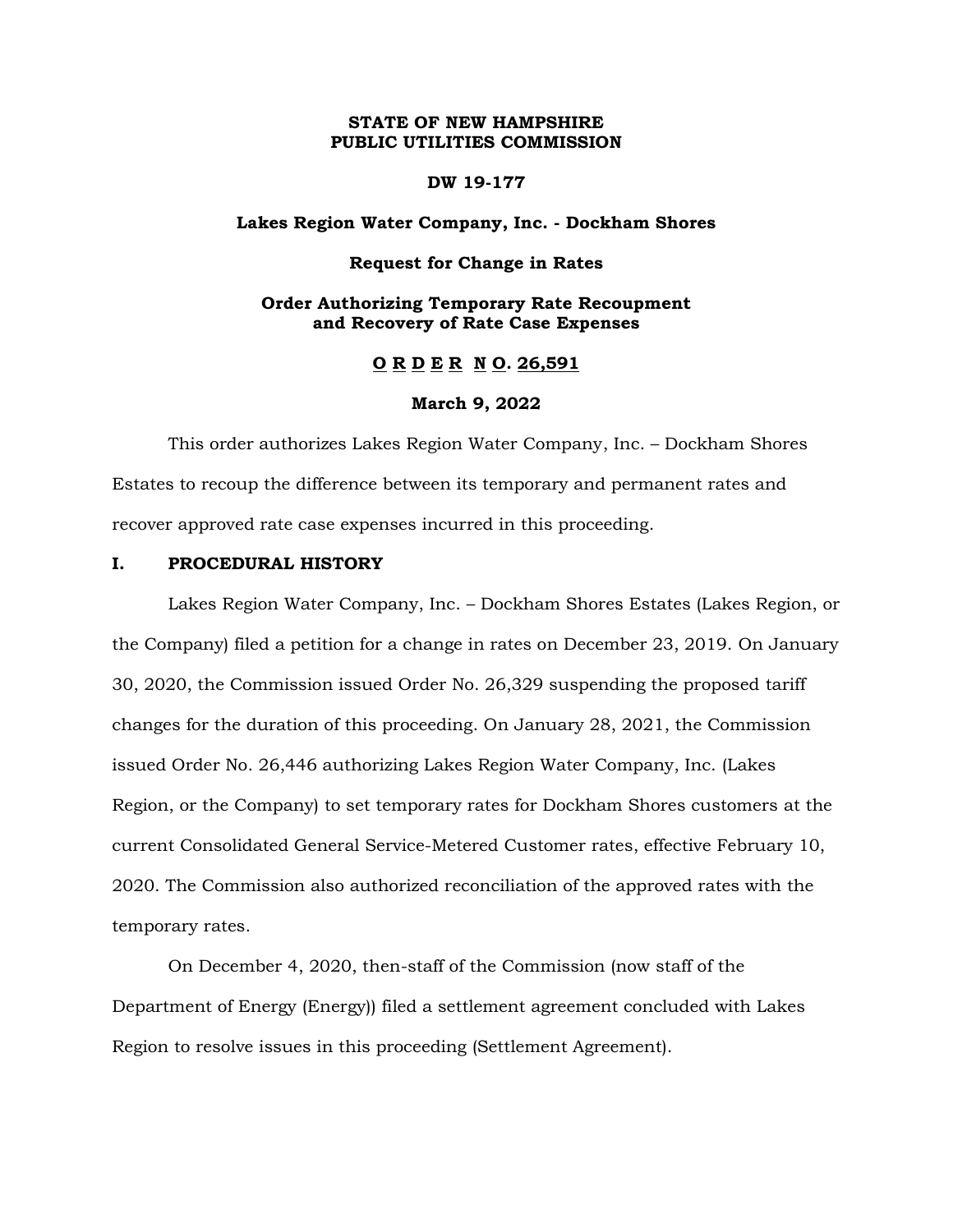**STATE OF NEW HAMPSHIRE**
**PUBLIC UTILITIES COMMISSION**

**DW 19-177**

**Lakes Region Water Company, Inc. - Dockham Shores**

**Request for Change in Rates**

**Order Authorizing Temporary Rate Recoupment and Recovery of Rate Case Expenses**

**O R D E R N O. 26,591**

**March 9, 2022**

This order authorizes Lakes Region Water Company, Inc. – Dockham Shores Estates to recoup the difference between its temporary and permanent rates and recover approved rate case expenses incurred in this proceeding.

## I. PROCEDURAL HISTORY

Lakes Region Water Company, Inc. – Dockham Shores Estates (Lakes Region, or the Company) filed a petition for a change in rates on December 23, 2019. On January 30, 2020, the Commission issued Order No. 26,329 suspending the proposed tariff changes for the duration of this proceeding. On January 28, 2021, the Commission issued Order No. 26,446 authorizing Lakes Region Water Company, Inc. (Lakes Region, or the Company) to set temporary rates for Dockham Shores customers at the current Consolidated General Service-Metered Customer rates, effective February 10, 2020. The Commission also authorized reconciliation of the approved rates with the temporary rates.

On December 4, 2020, then-staff of the Commission (now staff of the Department of Energy (Energy)) filed a settlement agreement concluded with Lakes Region to resolve issues in this proceeding (Settlement Agreement).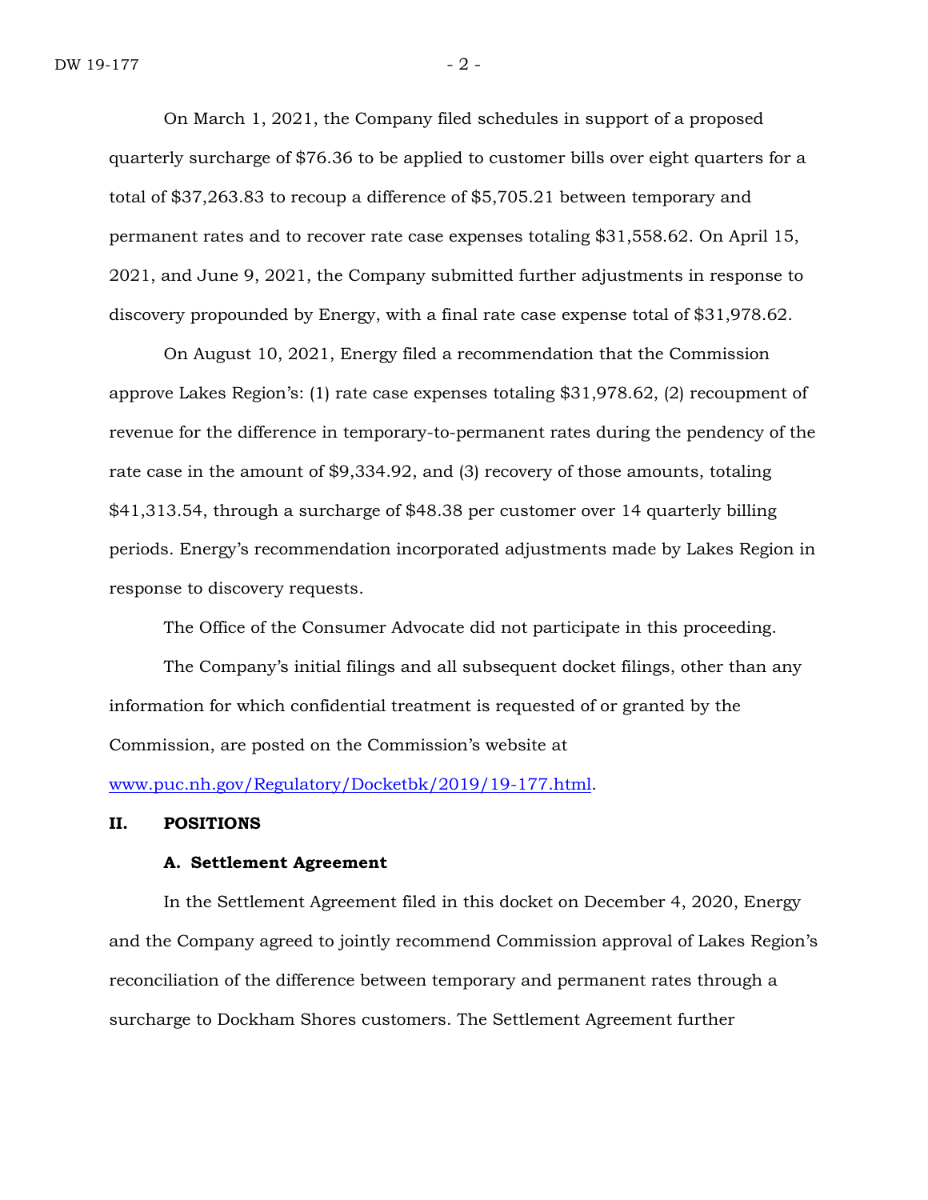On March 1, 2021, the Company filed schedules in support of a proposed quarterly surcharge of $76.36 to be applied to customer bills over eight quarters for a total of $37,263.83 to recoup a difference of $5,705.21 between temporary and permanent rates and to recover rate case expenses totaling $31,558.62. On April 15, 2021, and June 9, 2021, the Company submitted further adjustments in response to discovery propounded by Energy, with a final rate case expense total of $31,978.62.

On August 10, 2021, Energy filed a recommendation that the Commission approve Lakes Region's: (1) rate case expenses totaling $31,978.62, (2) recoupment of revenue for the difference in temporary-to-permanent rates during the pendency of the rate case in the amount of $9,334.92, and (3) recovery of those amounts, totaling $41,313.54, through a surcharge of $48.38 per customer over 14 quarterly billing periods. Energy's recommendation incorporated adjustments made by Lakes Region in response to discovery requests.

The Office of the Consumer Advocate did not participate in this proceeding.

The Company's initial filings and all subsequent docket filings, other than any information for which confidential treatment is requested of or granted by the Commission, are posted on the Commission's website at www.puc.nh.gov/Regulatory/Docketbk/2019/19-177.html.

## II. POSITIONS

### A. Settlement Agreement

In the Settlement Agreement filed in this docket on December 4, 2020, Energy and the Company agreed to jointly recommend Commission approval of Lakes Region's reconciliation of the difference between temporary and permanent rates through a surcharge to Dockham Shores customers. The Settlement Agreement further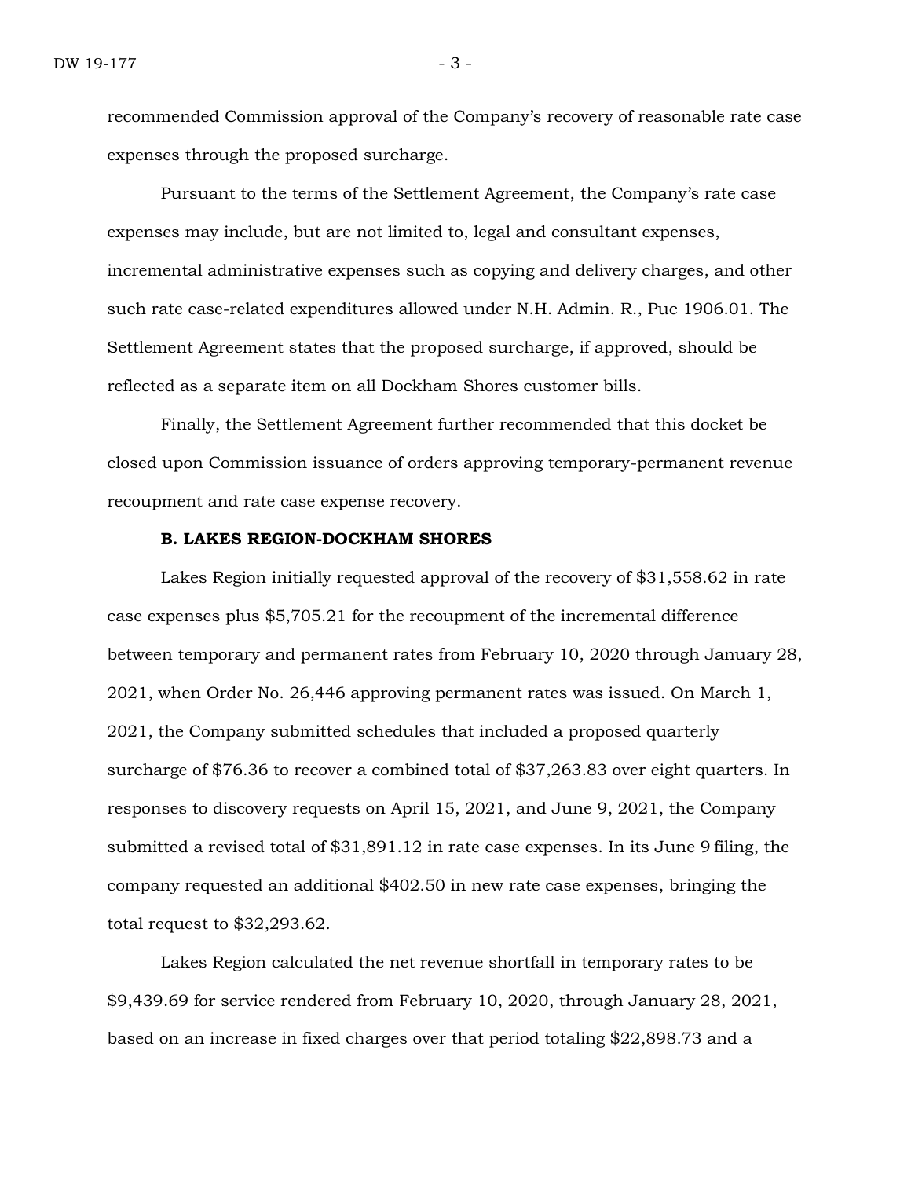recommended Commission approval of the Company's recovery of reasonable rate case expenses through the proposed surcharge.

Pursuant to the terms of the Settlement Agreement, the Company's rate case expenses may include, but are not limited to, legal and consultant expenses, incremental administrative expenses such as copying and delivery charges, and other such rate case-related expenditures allowed under N.H. Admin. R., Puc 1906.01. The Settlement Agreement states that the proposed surcharge, if approved, should be reflected as a separate item on all Dockham Shores customer bills.

Finally, the Settlement Agreement further recommended that this docket be closed upon Commission issuance of orders approving temporary-permanent revenue recoupment and rate case expense recovery.

**B. LAKES REGION-DOCKHAM SHORES**

Lakes Region initially requested approval of the recovery of $31,558.62 in rate case expenses plus $5,705.21 for the recoupment of the incremental difference between temporary and permanent rates from February 10, 2020 through January 28, 2021, when Order No. 26,446 approving permanent rates was issued. On March 1, 2021, the Company submitted schedules that included a proposed quarterly surcharge of $76.36 to recover a combined total of $37,263.83 over eight quarters. In responses to discovery requests on April 15, 2021, and June 9, 2021, the Company submitted a revised total of $31,891.12 in rate case expenses. In its June 9 filing, the company requested an additional $402.50 in new rate case expenses, bringing the total request to $32,293.62.

Lakes Region calculated the net revenue shortfall in temporary rates to be $9,439.69 for service rendered from February 10, 2020, through January 28, 2021, based on an increase in fixed charges over that period totaling $22,898.73 and a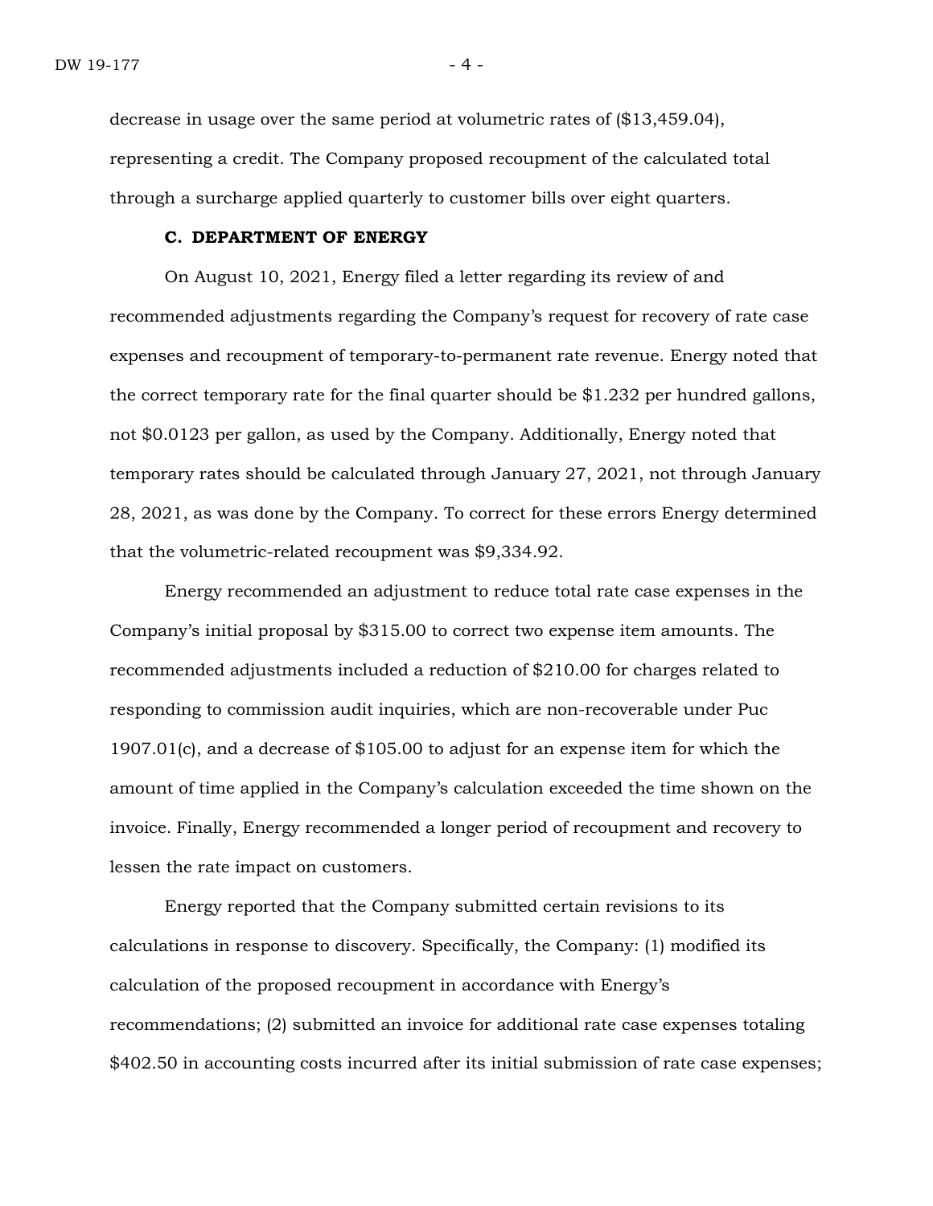decrease in usage over the same period at volumetric rates of ($13,459.04), representing a credit. The Company proposed recoupment of the calculated total through a surcharge applied quarterly to customer bills over eight quarters.

### C. DEPARTMENT OF ENERGY

On August 10, 2021, Energy filed a letter regarding its review of and recommended adjustments regarding the Company's request for recovery of rate case expenses and recoupment of temporary-to-permanent rate revenue. Energy noted that the correct temporary rate for the final quarter should be $1.232 per hundred gallons, not $0.0123 per gallon, as used by the Company. Additionally, Energy noted that temporary rates should be calculated through January 27, 2021, not through January 28, 2021, as was done by the Company. To correct for these errors Energy determined that the volumetric-related recoupment was $9,334.92.

Energy recommended an adjustment to reduce total rate case expenses in the Company's initial proposal by $315.00 to correct two expense item amounts. The recommended adjustments included a reduction of $210.00 for charges related to responding to commission audit inquiries, which are non-recoverable under Puc 1907.01(c), and a decrease of $105.00 to adjust for an expense item for which the amount of time applied in the Company's calculation exceeded the time shown on the invoice. Finally, Energy recommended a longer period of recoupment and recovery to lessen the rate impact on customers.

Energy reported that the Company submitted certain revisions to its calculations in response to discovery. Specifically, the Company: (1) modified its calculation of the proposed recoupment in accordance with Energy's recommendations; (2) submitted an invoice for additional rate case expenses totaling $402.50 in accounting costs incurred after its initial submission of rate case expenses;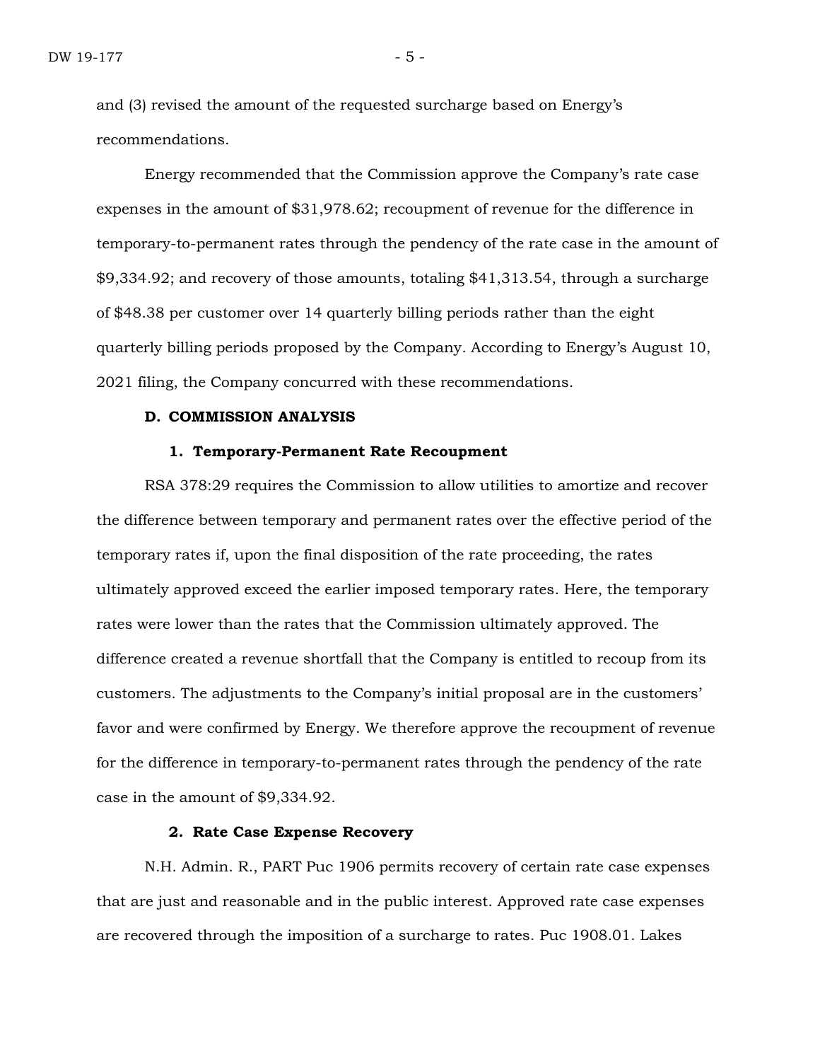and (3) revised the amount of the requested surcharge based on Energy's recommendations.

Energy recommended that the Commission approve the Company's rate case expenses in the amount of $31,978.62; recoupment of revenue for the difference in temporary-to-permanent rates through the pendency of the rate case in the amount of $9,334.92; and recovery of those amounts, totaling $41,313.54, through a surcharge of $48.38 per customer over 14 quarterly billing periods rather than the eight quarterly billing periods proposed by the Company. According to Energy's August 10, 2021 filing, the Company concurred with these recommendations.

### D. COMMISSION ANALYSIS

#### 1. Temporary-Permanent Rate Recoupment

RSA 378:29 requires the Commission to allow utilities to amortize and recover the difference between temporary and permanent rates over the effective period of the temporary rates if, upon the final disposition of the rate proceeding, the rates ultimately approved exceed the earlier imposed temporary rates. Here, the temporary rates were lower than the rates that the Commission ultimately approved. The difference created a revenue shortfall that the Company is entitled to recoup from its customers. The adjustments to the Company's initial proposal are in the customers' favor and were confirmed by Energy. We therefore approve the recoupment of revenue for the difference in temporary-to-permanent rates through the pendency of the rate case in the amount of $9,334.92.

#### 2. Rate Case Expense Recovery

N.H. Admin. R., PART Puc 1906 permits recovery of certain rate case expenses that are just and reasonable and in the public interest. Approved rate case expenses are recovered through the imposition of a surcharge to rates. Puc 1908.01. Lakes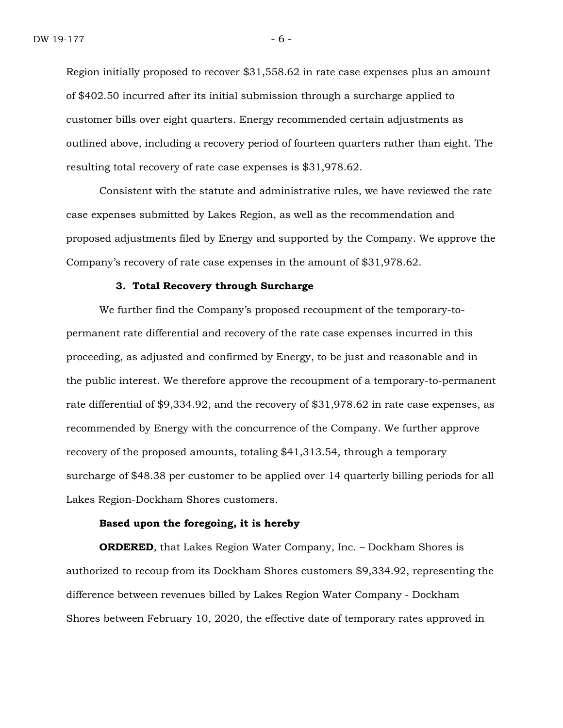Region initially proposed to recover $31,558.62 in rate case expenses plus an amount of $402.50 incurred after its initial submission through a surcharge applied to customer bills over eight quarters. Energy recommended certain adjustments as outlined above, including a recovery period of fourteen quarters rather than eight. The resulting total recovery of rate case expenses is $31,978.62.

Consistent with the statute and administrative rules, we have reviewed the rate case expenses submitted by Lakes Region, as well as the recommendation and proposed adjustments filed by Energy and supported by the Company. We approve the Company's recovery of rate case expenses in the amount of $31,978.62.

### 3. Total Recovery through Surcharge

We further find the Company's proposed recoupment of the temporary-to-permanent rate differential and recovery of the rate case expenses incurred in this proceeding, as adjusted and confirmed by Energy, to be just and reasonable and in the public interest. We therefore approve the recoupment of a temporary-to-permanent rate differential of $9,334.92, and the recovery of $31,978.62 in rate case expenses, as recommended by Energy with the concurrence of the Company. We further approve recovery of the proposed amounts, totaling $41,313.54, through a temporary surcharge of $48.38 per customer to be applied over 14 quarterly billing periods for all Lakes Region-Dockham Shores customers.

**Based upon the foregoing, it is hereby**

**ORDERED**, that Lakes Region Water Company, Inc. – Dockham Shores is authorized to recoup from its Dockham Shores customers $9,334.92, representing the difference between revenues billed by Lakes Region Water Company - Dockham Shores between February 10, 2020, the effective date of temporary rates approved in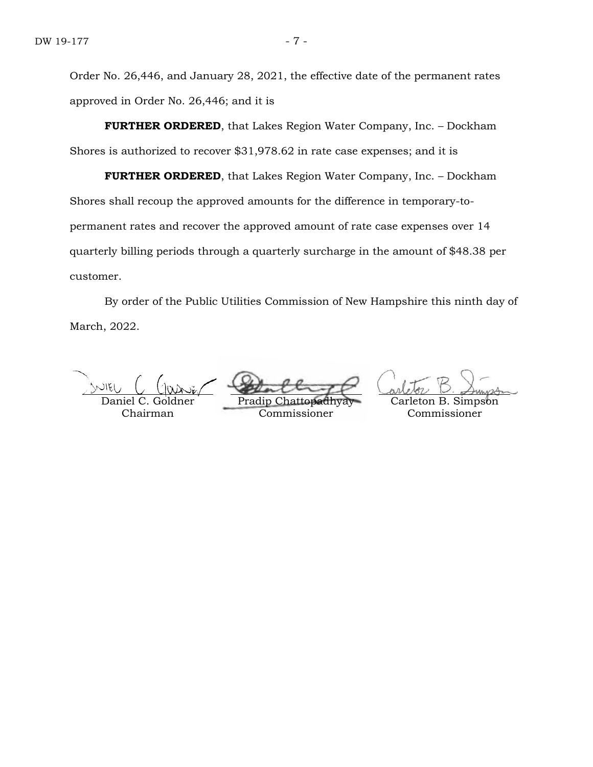Order No. 26,446, and January 28, 2021, the effective date of the permanent rates approved in Order No. 26,446; and it is

**FURTHER ORDERED**, that Lakes Region Water Company, Inc. – Dockham Shores is authorized to recover $31,978.62 in rate case expenses; and it is

**FURTHER ORDERED**, that Lakes Region Water Company, Inc. – Dockham Shores shall recoup the approved amounts for the difference in temporary-to-permanent rates and recover the approved amount of rate case expenses over 14 quarterly billing periods through a quarterly surcharge in the amount of $48.38 per customer.

By order of the Public Utilities Commission of New Hampshire this ninth day of March, 2022.

| Daniel C. Goldner | Pradip Chattopadhyay | Carleton B. Simpson |
|---|---|---|
| Chairman | Commissioner | Commissioner |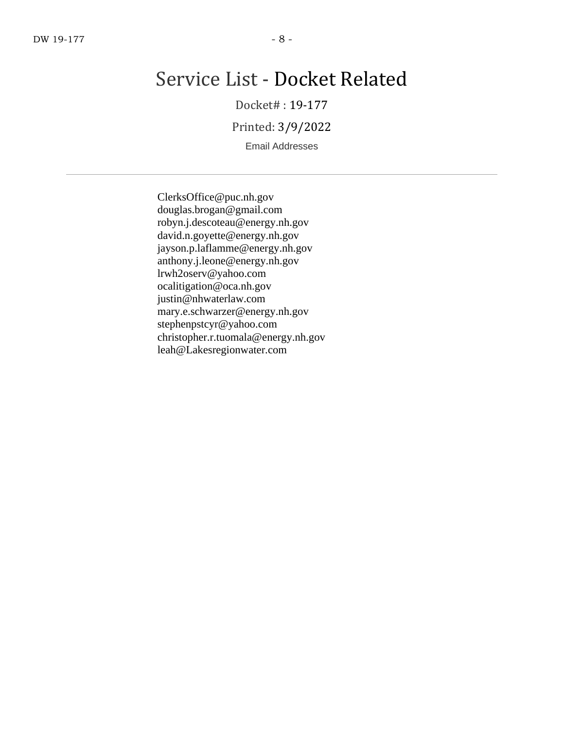# Service List - Docket Related

Docket# : 19-177

Printed: 3/9/2022

Email Addresses

---

ClerksOffice@puc.nh.gov
douglas.brogan@gmail.com
robyn.j.descoteau@energy.nh.gov
david.n.goyette@energy.nh.gov
jayson.p.laflamme@energy.nh.gov
anthony.j.leone@energy.nh.gov
lrwh2oserv@yahoo.com
ocalitigation@oca.nh.gov
justin@nhwaterlaw.com
mary.e.schwarzer@energy.nh.gov
stephenpstcyr@yahoo.com
christopher.r.tuomala@energy.nh.gov
leah@Lakesregionwater.com